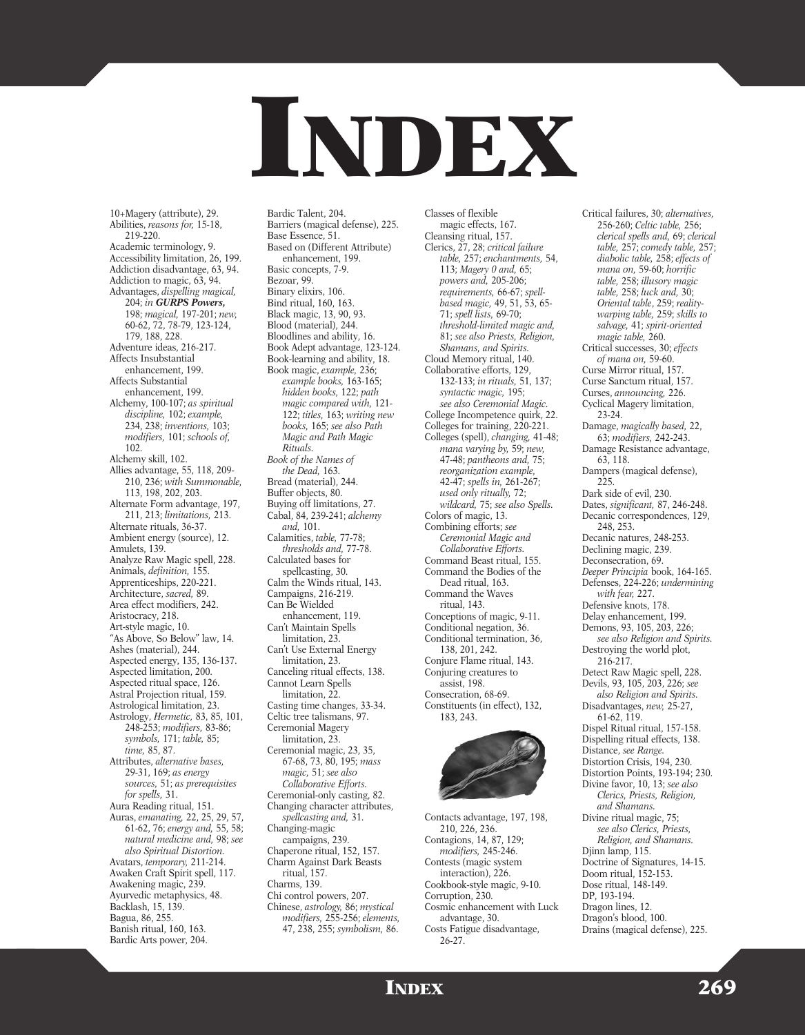# INDEX

10+Magery (attribute), 29.
Abilities, *reasons for,* 15-18, 219-220.
Academic terminology, 9.
Accessibility limitation, 26, 199.
Addiction disadvantage, 63, 94.
Addiction to magic, 63, 94.
Advantages, *dispelling magical,* 204; *in* ***GURPS Powers,*** 198; *magical,* 197-201; *new,* 60-62, 72, 78-79, 123-124, 179, 188, 228.
Adventure ideas, 216-217.
Affects Insubstantial enhancement, 199.
Affects Substantial enhancement, 199.
Alchemy, 100-107; *as spiritual discipline,* 102; *example,* 234, 238; *inventions,* 103; *modifiers,* 101; *schools of,* 102.
Alchemy skill, 102.
Allies advantage, 55, 118, 209-210, 236; *with Summonable,* 113, 198, 202, 203.
Alternate Form advantage, 197, 211, 213; *limitations,* 213.
Alternate rituals, 36-37.
Ambient energy (source), 12.
Amulets, 139.
Analyze Raw Magic spell, 228.
Animals, *definition,* 155.
Apprenticeships, 220-221.
Architecture, *sacred,* 89.
Area effect modifiers, 242.
Aristocracy, 218.
Art-style magic, 10.
"As Above, So Below" law, 14.
Ashes (material), 244.
Aspected energy, 135, 136-137.
Aspected limitation, 200.
Aspected ritual space, 126.
Astral Projection ritual, 159.
Astrological limitation, 23.
Astrology, *Hermetic,* 83, 85, 101, 248-253; *modifiers,* 83-86; *symbols,* 171; *table,* 85; *time,* 85, 87.
Attributes, *alternative bases,* 29-31, 169; *as energy sources,* 51; *as prerequisites for spells,* 31.
Aura Reading ritual, 151.
Auras, *emanating,* 22, 25, 29, 57, 61-62, 76; *energy and,* 55, 58; *natural medicine and,* 98; *see also Spiritual Distortion.*
Avatars, *temporary,* 211-214.
Awaken Craft Spirit spell, 117.
Awakening magic, 239.
Ayurvedic metaphysics, 48.
Backlash, 15, 139.
Bagua, 86, 255.
Banish ritual, 160, 163.
Bardic Arts power, 204.
Bardic Talent, 204.
Barriers (magical defense), 225.
Base Essence, 51.
Based on (Different Attribute) enhancement, 199.
Basic concepts, 7-9.
Bezoar, 99.
Binary elixirs, 106.
Bind ritual, 160, 163.
Black magic, 13, 90, 93.
Blood (material), 244.
Bloodlines and ability, 16.
Book Adept advantage, 123-124.
Book-learning and ability, 18.
Book magic, *example,* 236; *example books,* 163-165; *hidden books,* 122; *path magic compared with,* 121-122; *titles,* 163; *writing new books,* 165; *see also Path Magic and Path Magic Rituals.*
*Book of the Names of the Dead,* 163.
Bread (material), 244.
Buffer objects, 80.
Buying off limitations, 27.
Cabal, 84, 239-241; *alchemy and,* 101.
Calamities, *table,* 77-78; *thresholds and,* 77-78.
Calculated bases for spellcasting, 30.
Calm the Winds ritual, 143.
Campaigns, 216-219.
Can Be Wielded enhancement, 119.
Can't Maintain Spells limitation, 23.
Can't Use External Energy limitation, 23.
Canceling ritual effects, 138.
Cannot Learn Spells limitation, 22.
Casting time changes, 33-34.
Celtic tree talismans, 97.
Ceremonial Magery limitation, 23.
Ceremonial magic, 23, 35, 67-68, 73, 80, 195; *mass magic,* 51; *see also Collaborative Efforts.*
Ceremonial-only casting, 82.
Changing character attributes, *spellcasting and,* 31.
Changing-magic campaigns, 239.
Chaperone ritual, 152, 157.
Charm Against Dark Beasts ritual, 157.
Charms, 139.
Chi control powers, 207.
Chinese, *astrology,* 86; *mystical modifiers,* 255-256; *elements,* 47, 238, 255; *symbolism,* 86.
Classes of flexible magic effects, 167.
Cleansing ritual, 157.
Clerics, 27, 28; *critical failure table,* 257; *enchantments,* 54, 113; *Magery 0 and,* 65; *powers and,* 205-206; *requirements,* 66-67; *spell-based magic,* 49, 51, 53, 65-71; *spell lists,* 69-70; *threshold-limited magic and,* 81; *see also Priests, Religion, Shamans, and Spirits.*
Cloud Memory ritual, 140.
Collaborative efforts, 129, 132-133; *in rituals,* 51, 137; *syntactic magic,* 195; *see also Ceremonial Magic.*
College Incompetence quirk, 22.
Colleges for training, 220-221.
Colleges (spell), *changing,* 41-48; *mana varying by,* 59; *new,* 47-48; *pantheons and,* 75; *reorganization example,* 42-47; *spells in,* 261-267; *used only ritually,* 72; *wildcard,* 75; *see also Spells.*
Colors of magic, 13.
Combining efforts; *see Ceremonial Magic and Collaborative Efforts.*
Command Beast ritual, 155.
Command the Bodies of the Dead ritual, 163.
Command the Waves ritual, 143.
Conceptions of magic, 9-11.
Conditional negation, 36.
Conditional termination, 36, 138, 201, 242.
Conjure Flame ritual, 143.
Conjuring creatures to assist, 198.
Consecration, 68-69.
Constituents (in effect), 132, 183, 243.
Contacts advantage, 197, 198, 210, 226, 236.
Contagions, 14, 87, 129; *modifiers,* 245-246.
Contests (magic system interaction), 226.
Cookbook-style magic, 9-10.
Corruption, 230.
Cosmic enhancement with Luck advantage, 30.
Costs Fatigue disadvantage, 26-27.
Critical failures, 30; *alternatives,* 256-260; *Celtic table,* 256; *clerical spells and,* 69; *clerical table,* 257; *comedy table,* 257; *diabolic table,* 258; *effects of mana on,* 59-60; *horrific table,* 258; *illusory magic table,* 258; *luck and,* 30; *Oriental table,* 259; *reality-warping table,* 259; *skills to salvage,* 41; *spirit-oriented magic table,* 260.
Critical successes, 30; *effects of mana on,* 59-60.
Curse Mirror ritual, 157.
Curse Sanctum ritual, 157.
Curses, *announcing,* 226.
Cyclical Magery limitation, 23-24.
Damage, *magically based,* 22, 63; *modifiers,* 242-243.
Damage Resistance advantage, 63, 118.
Dampers (magical defense), 225.
Dark side of evil, 230.
Dates, *significant,* 87, 246-248.
Decanic correspondences, 129, 248, 253.
Decanic natures, 248-253.
Declining magic, 239.
Deconsecration, 69.
*Deeper Principia* book, 164-165.
Defenses, 224-226; *undermining with fear,* 227.
Defensive knots, 178.
Delay enhancement, 199.
Demons, 93, 105, 203, 226; *see also Religion and Spirits.*
Destroying the world plot, 216-217.
Detect Raw Magic spell, 228.
Devils, 93, 105, 203, 226; *see also Religion and Spirits.*
Disadvantages, *new,* 25-27, 61-62, 119.
Dispel Ritual ritual, 157-158.
Dispelling ritual effects, 138.
Distance, *see Range.*
Distortion Crisis, 194, 230.
Distortion Points, 193-194; 230.
Divine favor, 10, 13; *see also Clerics, Priests, Religion, and Shamans.*
Divine ritual magic, 75; *see also Clerics, Priests, Religion, and Shamans.*
Djinn lamp, 115.
Doctrine of Signatures, 14-15.
Doom ritual, 152-153.
Dose ritual, 148-149.
DP, 193-194.
Dragon lines, 12.
Dragon's blood, 100.
Drains (magical defense), 225.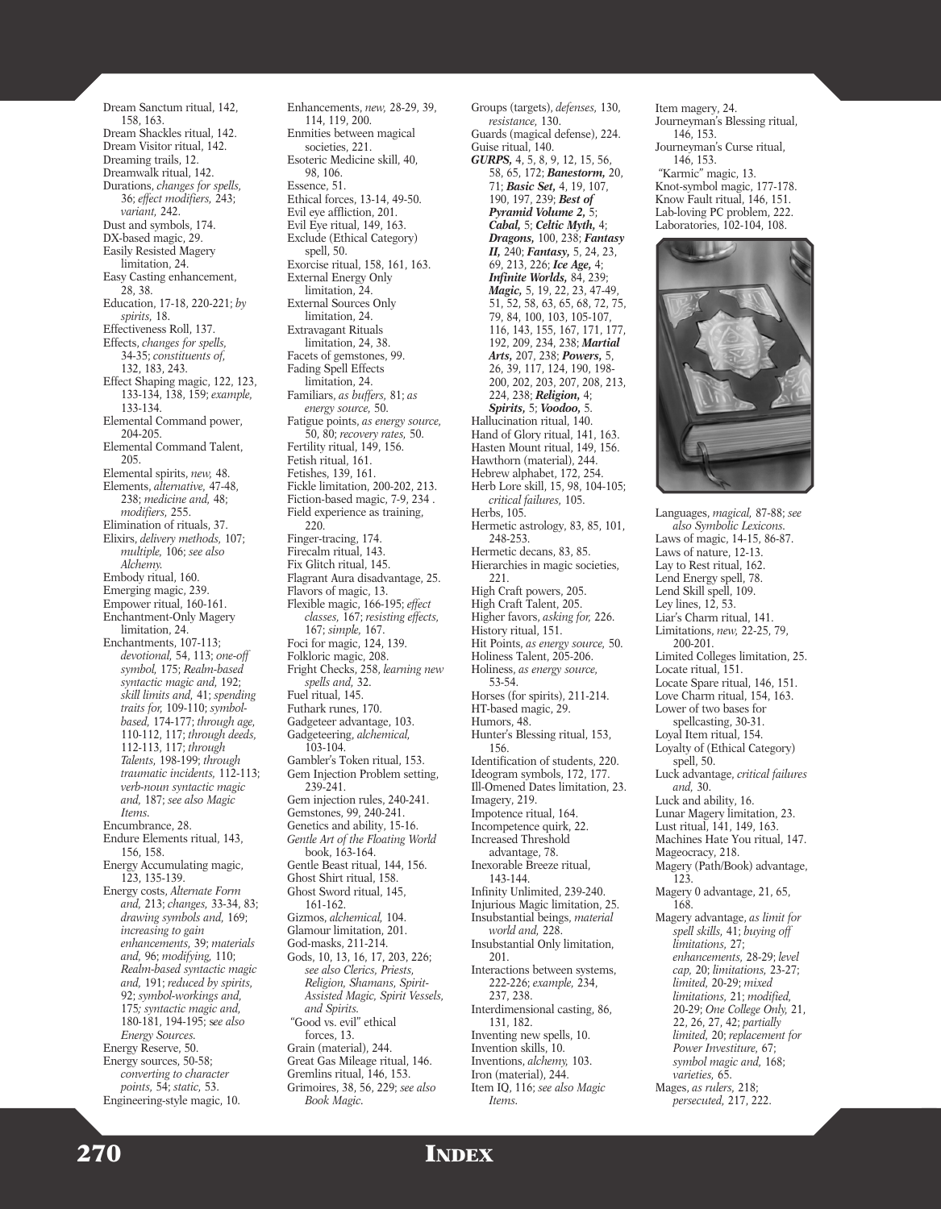Dream Sanctum ritual, 142, 158, 163.
Dream Shackles ritual, 142.
Dream Visitor ritual, 142.
Dreaming trails, 12.
Dreamwalk ritual, 142.
Durations, *changes for spells,* 36; *effect modifiers,* 243; *variant,* 242.
Dust and symbols, 174.
DX-based magic, 29.
Easily Resisted Magery limitation, 24.
Easy Casting enhancement, 28, 38.
Education, 17-18, 220-221; *by spirits,* 18.
Effectiveness Roll, 137.
Effects, *changes for spells,* 34-35; *constituents of,* 132, 183, 243.
Effect Shaping magic, 122, 123, 133-134, 138, 159; *example,* 133-134.
Elemental Command power, 204-205.
Elemental Command Talent, 205.
Elemental spirits, *new,* 48.
Elements, *alternative,* 47-48, 238; *medicine and,* 48; *modifiers,* 255.
Elimination of rituals, 37.
Elixirs, *delivery methods,* 107; *multiple,* 106; *see also Alchemy.*
Embody ritual, 160.
Emerging magic, 239.
Empower ritual, 160-161.
Enchantment-Only Magery limitation, 24.
Enchantments, 107-113; *devotional,* 54, 113; *one-off symbol,* 175; *Realm-based syntactic magic and,* 192; *skill limits and,* 41; *spending traits for,* 109-110; *symbol-based,* 174-177; *through age,* 110-112, 117; *through deeds,* 112-113, 117; *through Talents,* 198-199; *through traumatic incidents,* 112-113; *verb-noun syntactic magic and,* 187; *see also Magic Items.*
Encumbrance, 28.
Endure Elements ritual, 143, 156, 158.
Energy Accumulating magic, 123, 135-139.
Energy costs, *Alternate Form and,* 213; *changes,* 33-34, 83; *drawing symbols and,* 169; *increasing to gain enhancements,* 39; *materials and,* 96; *modifying,* 110; *Realm-based syntactic magic and,* 191; *reduced by spirits,* 92; *symbol-workings and,* 175*; syntactic magic and,* 180-181, 194-195; s*ee also Energy Sources.*
Energy Reserve, 50.
Energy sources, 50-58; *converting to character points,* 54; *static,* 53.
Engineering-style magic, 10.
Enhancements, *new,* 28-29, 39, 114, 119, 200.
Enmities between magical societies, 221.
Esoteric Medicine skill, 40, 98, 106.
Essence, 51.
Ethical forces, 13-14, 49-50.
Evil eye affliction, 201.
Evil Eye ritual, 149, 163.
Exclude (Ethical Category) spell, 50.
Exorcise ritual, 158, 161, 163.
External Energy Only limitation, 24.
External Sources Only limitation, 24.
Extravagant Rituals limitation, 24, 38.
Facets of gemstones, 99.
Fading Spell Effects limitation, 24.
Familiars, *as buffers,* 81; *as energy source,* 50.
Fatigue points, *as energy source,* 50, 80; *recovery rates,* 50.
Fertility ritual, 149, 156.
Fetish ritual, 161.
Fetishes, 139, 161.
Fickle limitation, 200-202, 213.
Fiction-based magic, 7-9, 234 .
Field experience as training, 220.
Finger-tracing, 174.
Firecalm ritual, 143.
Fix Glitch ritual, 145.
Flagrant Aura disadvantage, 25.
Flavors of magic, 13.
Flexible magic, 166-195; *effect classes,* 167; *resisting effects,* 167; *simple,* 167.
Foci for magic, 124, 139.
Folkloric magic, 208.
Fright Checks, 258; *learning new spells and,* 32.
Fuel ritual, 145.
Futhark runes, 170.
Gadgeteer advantage, 103.
Gadgeteering, *alchemical,* 103-104.
Gambler's Token ritual, 153.
Gem Injection Problem setting, 239-241.
Gem injection rules, 240-241.
Gemstones, 99, 240-241.
Genetics and ability, 15-16.
*Gentle Art of the Floating World* book, 163-164.
Gentle Beast ritual, 144, 156.
Ghost Shirt ritual, 158.
Ghost Sword ritual, 145, 161-162.
Gizmos, *alchemical,* 104.
Glamour limitation, 201.
God-masks, 211-214.
Gods, 10, 13, 16, 17, 203, 226; *see also Clerics, Priests, Religion, Shamans, Spirit-Assisted Magic, Spirit Vessels, and Spirits.*
"Good vs. evil" ethical forces, 13.
Grain (material), 244.
Great Gas Mileage ritual, 146.
Gremlins ritual, 146, 153.
Grimoires, 38, 56, 229; *see also Book Magic.*
Groups (targets), *defenses,* 130, *resistance,* 130.
Guards (magical defense), 224.
Guise ritual, 140.
***GURPS,*** 4, 5, 8, 9, 12, 15, 56, 58, 65, 172; ***Banestorm,*** 20, 71; ***Basic Set,*** 4, 19, 107, 190, 197, 239; ***Best of Pyramid Volume 2,*** 5; ***Cabal,*** 5; ***Celtic Myth,*** 4; ***Dragons,*** 100, 238; ***Fantasy II,*** 240; ***Fantasy,*** 5, 24, 23, 69, 213, 226; ***Ice Age,*** 4; ***Infinite Worlds,*** 84, 239; ***Magic,*** 5, 19, 22, 23, 47-49, 51, 52, 58, 63, 65, 68, 72, 75, 79, 84, 100, 103, 105-107, 116, 143, 155, 167, 171, 177, 192, 209, 234, 238; ***Martial Arts,*** 207, 238; ***Powers,*** 5, 26, 39, 117, 124, 190, 198-200, 202, 203, 207, 208, 213, 224, 238; ***Religion,*** 4; ***Spirits,*** 5; ***Voodoo,*** 5.
Hallucination ritual, 140.
Hand of Glory ritual, 141, 163.
Hasten Mount ritual, 149, 156.
Hawthorn (material), 244.
Hebrew alphabet, 172, 254.
Herb Lore skill, 15, 98, 104-105; *critical failures,* 105.
Herbs, 105.
Hermetic astrology, 83, 85, 101, 248-253.
Hermetic decans, 83, 85.
Hierarchies in magic societies, 221.
High Craft powers, 205.
High Craft Talent, 205.
Higher favors, *asking for,* 226.
History ritual, 151.
Hit Points, *as energy source,* 50.
Holiness Talent, 205-206.
Holiness, *as energy source,* 53-54.
Horses (for spirits), 211-214.
HT-based magic, 29.
Humors, 48.
Hunter's Blessing ritual, 153, 156.
Identification of students, 220.
Ideogram symbols, 172, 177.
Ill-Omened Dates limitation, 23.
Imagery, 219.
Impotence ritual, 164.
Incompetence quirk, 22.
Increased Threshold advantage, 78.
Inexorable Breeze ritual, 143-144.
Infinity Unlimited, 239-240.
Injurious Magic limitation, 25.
Insubstantial beings, *material world and,* 228.
Insubstantial Only limitation, 201.
Interactions between systems, 222-226; *example,* 234, 237, 238.
Interdimensional casting, 86, 131, 182.
Inventing new spells, 10.
Invention skills, 10.
Inventions, *alchemy,* 103.
Iron (material), 244.
Item IQ, 116; *see also Magic Items.*
Item magery, 24.
Journeyman's Blessing ritual, 146, 153.
Journeyman's Curse ritual, 146, 153.
"Karmic" magic, 13.
Knot-symbol magic, 177-178.
Know Fault ritual, 146, 151.
Lab-loving PC problem, 222.
Laboratories, 102-104, 108.
Languages, *magical,* 87-88; *see also Symbolic Lexicons.*
Laws of magic, 14-15, 86-87.
Laws of nature, 12-13.
Lay to Rest ritual, 162.
Lend Energy spell, 78.
Lend Skill spell, 109.
Ley lines, 12, 53.
Liar's Charm ritual, 141.
Limitations, *new,* 22-25, 79, 200-201.
Limited Colleges limitation, 25.
Locate ritual, 151.
Locate Spare ritual, 146, 151.
Love Charm ritual, 154, 163.
Lower of two bases for spellcasting, 30-31.
Loyal Item ritual, 154.
Loyalty of (Ethical Category) spell, 50.
Luck advantage, *critical failures and,* 30.
Luck and ability, 16.
Lunar Magery limitation, 23.
Lust ritual, 141, 149, 163.
Machines Hate You ritual, 147.
Mageocracy, 218.
Magery (Path/Book) advantage, 123.
Magery 0 advantage, 21, 65, 168.
Magery advantage, *as limit for spell skills,* 41; *buying off limitations,* 27; *enhancements,* 28-29; *level cap,* 20; *limitations,* 23-27; *limited,* 20-29; *mixed limitations,* 21; *modified,* 20-29; *One College Only,* 21, 22, 26, 27, 42; *partially limited,* 20; *replacement for Power Investiture,* 67; *symbol magic and,* 168; *varieties,* 65.
Mages, *as rulers,* 218; *persecuted,* 217, 222.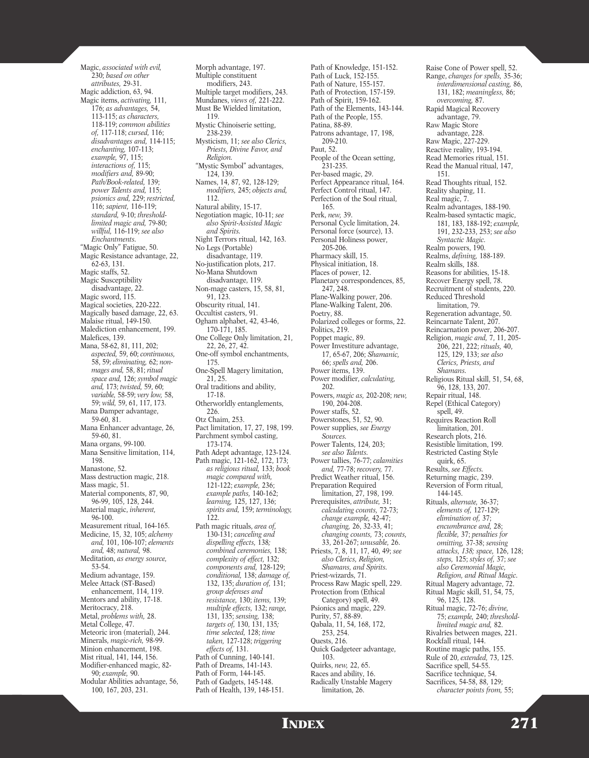Magic, *associated with evil,* 230; *based on other attributes,* 29-31.
Magic addiction, 63, 94.
Magic items, *activating,* 111, 176; *as advantages,* 54, 113-115; *as characters,* 118-119; *common abilities of,* 117-118; *cursed,* 116; *disadvantages and,* 114-115; *enchanting,* 107-113; *example,* 97, 115; *interactions of,* 115; *modifiers and,* 89-90; *Path/Book-related,* 139; *power Talents and,* 115; *psionics and,* 229; *restricted,* 116; *sapient,* 116-119; *standard,* 9-10; *threshold-limited magic and,* 79-80; *willful,* 116-119; *see also Enchantments.*
"Magic Only" Fatigue, 50.
Magic Resistance advantage, 22, 62-63, 131.
Magic staffs, 52.
Magic Susceptibility disadvantage, 22.
Magic sword, 115.
Magical societies, 220-222.
Magically based damage, 22, 63.
Malaise ritual, 149-150.
Malediction enhancement, 199.
Malefices, 139.
Mana, 58-62, 81, 111, 202; *aspected,* 59, 60; *continuous,* 58, 59; *eliminating,* 62; *non-mages and,* 58, 81; *ritual space and,* 126; *symbol magic and,* 173; *twisted,* 59, 60; *variable,* 58-59; *very low,* 58, 59; *wild,* 59, 61, 117, 173.
Mana Damper advantage, 59-60, 81.
Mana Enhancer advantage, 26, 59-60, 81.
Mana organs, 99-100.
Mana Sensitive limitation, 114, 198.
Manastone, 52.
Mass destruction magic, 218.
Mass magic, 51.
Material components, 87, 90, 96-99, 105, 128, 244.
Material magic, *inherent,* 96-100.
Measurement ritual, 164-165.
Medicine, 15, 32, 105; *alchemy and,* 101, 106-107; *elements and,* 48; *natural,* 98.
Meditation, *as energy source,* 53-54.
Medium advantage, 159.
Melee Attack (ST-Based) enhancement, 114, 119.
Mentors and ability, 17-18.
Meritocracy, 218.
Metal, *problems with,* 28.
Metal College, 47.
Meteoric iron (material), 244.
Minerals, *magic-rich,* 98-99.
Minion enhancement, 198.
Mist ritual, 141, 144, 156.
Modifier-enhanced magic, 82-90; *example,* 90.
Modular Abilities advantage, 56, 100, 167, 203, 231.
Morph advantage, 197.
Multiple constituent modifiers, 243.
Multiple target modifiers, 243.
Mundanes, *views of,* 221-222.
Must Be Wielded limitation, 119.
Mystic Chinoiserie setting, 238-239.
Mysticism, 11; *see also Clerics, Priests, Divine Favor, and Religion.*
"Mystic Symbol" advantages, 124, 139.
Names, 14, 87, 92, 128-129; *modifiers,* 245; *objects and,* 112.
Natural ability, 15-17.
Negotiation magic, 10-11; *see also Spirit-Assisted Magic and Spirits.*
Night Terrors ritual, 142, 163.
No Legs (Portable) disadvantage, 119.
No-justification plots, 217.
No-Mana Shutdown disadvantage, 119.
Non-mage casters, 15, 58, 81, 91, 123.
Obscurity ritual, 141.
Occultist casters, 91.
Ogham alphabet, 42, 43-46, 170-171, 185.
One College Only limitation, 21, 22, 26, 27, 42.
One-off symbol enchantments, 175.
One-Spell Magery limitation, 21, 25.
Oral traditions and ability, 17-18.
Otherworldly entanglements, 226.
Otz Chaim, 253.
Pact limitation, 17, 27, 198, 199.
Parchment symbol casting, 173-174.
Path Adept advantage, 123-124.
Path magic, 121-162, 172, 173; *as religious ritual,* 133; *book magic compared with,* 121-122; *example,* 236; *example paths,* 140-162; *learning,* 125, 127, 136; *spirits and,* 159; *terminology,* 122.
Path magic rituals, *area of,* 130-131; *canceling and dispelling effects,* 138; *combined ceremonies,* 138; *complexity of effect,* 132; *components and,* 128-129; *conditional,* 138; *damage of,* 132, 135; *duration of,* 131; *group defenses and resistance,* 130; *items,* 139; *multiple effects,* 132; *range,* 131, 135; *sensing,* 138; *targets of,* 130, 131, 135; *time selected,* 128; *time taken,* 127-128; *triggering effects of,* 131.
Path of Cunning, 140-141.
Path of Dreams, 141-143.
Path of Form, 144-145.
Path of Gadgets, 145-148.
Path of Health, 139, 148-151.
Path of Knowledge, 151-152.
Path of Luck, 152-155.
Path of Nature, 155-157.
Path of Protection, 157-159.
Path of Spirit, 159-162.
Path of the Elements, 143-144.
Path of the People, 155.
Patina, 88-89.
Patrons advantage, 17, 198, 209-210.
Paut, 52.
People of the Ocean setting, 231-235.
Per-based magic, 29.
Perfect Appearance ritual, 164.
Perfect Control ritual, 147.
Perfection of the Soul ritual, 165.
Perk, *new,* 39.
Personal Cycle limitation, 24.
Personal focus (source), 13.
Personal Holiness power, 205-206.
Pharmacy skill, 15.
Physical initiation, 18.
Places of power, 12.
Planetary correspondences, 85, 247, 248.
Plane-Walking power, 206.
Plane-Walking Talent, 206.
Poetry, 88.
Polarized colleges or forms, 22.
Politics, 219.
Poppet magic, 89.
Power Investiture advantage, 17, 65-67, 206; *Shamanic,* 66; *spells and,* 206.
Power items, 139.
Power modifier, *calculating,* 202.
Powers, *magic as,* 202-208; *new,* 190, 204-208.
Power staffs, 52.
Powerstones, 51, 52, 90.
Power supplies, *see Energy Sources.*
Power Talents, 124, 203; *see also Talents.*
Power tallies, 76-77; *calamities and,* 77-78; *recovery,* 77.
Predict Weather ritual, 156.
Preparation Required limitation, 27, 198, 199.
Prerequisites, *attribute,* 31; *calculating counts,* 72-73; *change example,* 42-47; *changing,* 26, 32-33, 41; *changing counts,* 73; *counts,* 33, 261-267; *unusable,* 26.
Priests, 7, 8, 11, 17, 40, 49; *see also Clerics, Religion, Shamans, and Spirits.*
Priest-wizards, 71.
Process Raw Magic spell, 229.
Protection from (Ethical Category) spell, 49.
Psionics and magic, 229.
Purity, 57, 88-89.
Qabala, 11, 54, 168, 172, 253, 254.
Quests, 216.
Quick Gadgeteer advantage, 103.
Quirks, *new,* 22, 65.
Races and ability, 16.
Radically Unstable Magery limitation, 26.
Raise Cone of Power spell, 52.
Range, *changes for spells,* 35-36; *interdimensional casting,* 86, 131, 182; *meaningless,* 86; *overcoming,* 87.
Rapid Magical Recovery advantage, 79.
Raw Magic Store advantage, 228.
Raw Magic, 227-229.
Reactive reality, 193-194.
Read Memories ritual, 151.
Read the Manual ritual, 147, 151.
Read Thoughts ritual, 152.
Reality shaping, 11.
Real magic, 7.
Realm advantages, 188-190.
Realm-based syntactic magic, 181, 183, 188-192; *example,* 191, 232-233, 253; *see also Syntactic Magic.*
Realm powers, 190.
Realms, *defining,* 188-189.
Realm skills, 188.
Reasons for abilities, 15-18.
Recover Energy spell, 78.
Recruitment of students, 220.
Reduced Threshold limitation, 79.
Regeneration advantage, 50.
Reincarnate Talent, 207.
Reincarnation power, 206-207.
Religion, *magic and,* 7, 11, 205-206, 221, 222; *rituals,* 40, 125, 129, 133; *see also Clerics, Priests, and Shamans.*
Religious Ritual skill, 51, 54, 68, 96, 128, 133, 207.
Repair ritual, 148.
Repel (Ethical Category) spell, 49.
Requires Reaction Roll limitation, 201.
Research plots, 216.
Resistible limitation, 199.
Restricted Casting Style quirk, 65.
Results, *see Effects.*
Returning magic, 239.
Reversion of Form ritual, 144-145.
Rituals, *alternate,* 36-37; *elements of,* 127-129; *elimination of,* 37; *encumbrance and,* 28; *flexible,* 37; *penalties for omitting,* 37-38; *sensing attacks,* 138; *space,* 126, 128; *steps,* 125; *styles of,* 37; *see also Ceremonial Magic, Religion, and Ritual Magic.*
Ritual Magery advantage, 72.
Ritual Magic skill, 51, 54, 75, 96, 125, 128.
Ritual magic, 72-76; *divine,* 75; *example,* 240; *threshold-limited magic and,* 82.
Rivalries between mages, 221.
Rockfall ritual, 144.
Routine magic paths, 155.
Rule of 20, *extended,* 73, 125.
Sacrifice spell, 54-55.
Sacrifice technique, 54.
Sacrifices, 54-58, 88, 129; *character points from,* 55;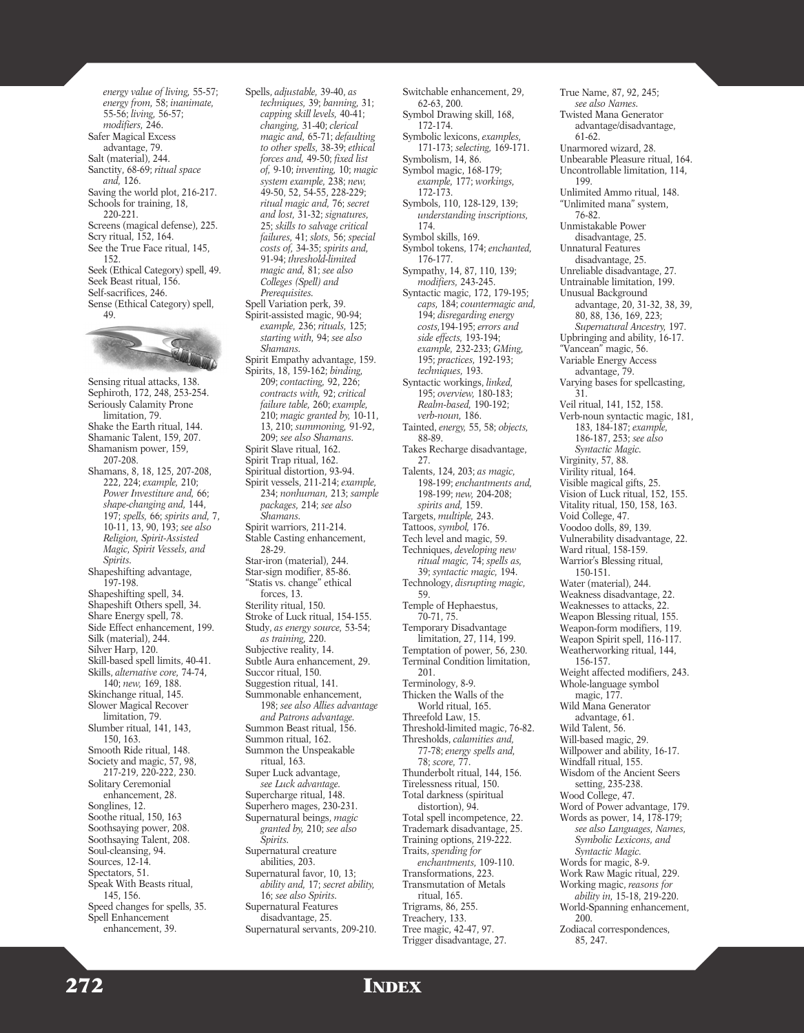*energy value of living,* 55-57; *energy from,* 58; *inanimate,* 55-56; *living,* 56-57; *modifiers,* 246.
Safer Magical Excess advantage, 79.
Salt (material), 244.
Sanctity, 68-69; *ritual space and,* 126.
Saving the world plot, 216-217.
Schools for training, 18, 220-221.
Screens (magical defense), 225.
Scry ritual, 152, 164.
See the True Face ritual, 145, 152.
Seek (Ethical Category) spell, 49.
Seek Beast ritual, 156.
Self-sacrifices, 246.
Sense (Ethical Category) spell, 49.

Sensing ritual attacks, 138.
Sephiroth, 172, 248, 253-254.
Seriously Calamity Prone limitation, 79.
Shake the Earth ritual, 144.
Shamanic Talent, 159, 207.
Shamanism power, 159, 207-208.
Shamans, 8, 18, 125, 207-208, 222, 224; *example,* 210; *Power Investiture and,* 66; *shape-changing and,* 144, 197; *spells,* 66; *spirits and,* 7, 10-11, 13, 90, 193; *see also Religion, Spirit-Assisted Magic, Spirit Vessels, and Spirits.*
Shapeshifting advantage, 197-198.
Shapeshifting spell, 34.
Shapeshift Others spell, 34.
Share Energy spell, 78.
Side Effect enhancement, 199.
Silk (material), 244.
Silver Harp, 120.
Skill-based spell limits, 40-41.
Skills, *alternative core,* 74-74, 140; *new,* 169, 188.
Skinchange ritual, 145.
Slower Magical Recover limitation, 79.
Slumber ritual, 141, 143, 150, 163.
Smooth Ride ritual, 148.
Society and magic, 57, 98, 217-219, 220-222, 230.
Solitary Ceremonial enhancement, 28.
Songlines, 12.
Soothe ritual, 150, 163
Soothsaying power, 208.
Soothsaying Talent, 208.
Soul-cleansing, 94.
Sources, 12-14.
Spectators, 51.
Speak With Beasts ritual, 145, 156.
Speed changes for spells, 35.
Spell Enhancement enhancement, 39.

Spells, *adjustable,* 39-40, *as techniques,* 39; *banning,* 31; *capping skill levels,* 40-41; *changing,* 31-40; *clerical magic and,* 65-71; *defaulting to other spells,* 38-39; *ethical forces and,* 49-50; *fixed list of,* 9-10; *inventing,* 10; *magic system example,* 238; *new,* 49-50, 52, 54-55, 228-229; *ritual magic and,* 76; *secret and lost,* 31-32; *signatures,* 25; *skills to salvage critical failures,* 41; *slots,* 56; *special costs of,* 34-35; *spirits and,* 91-94; *threshold-limited magic and,* 81; *see also Colleges (Spell) and Prerequisites.*
Spell Variation perk, 39.
Spirit-assisted magic, 90-94; *example,* 236; *rituals,* 125; *starting with,* 94; *see also Shamans.*
Spirit Empathy advantage, 159.
Spirits, 18, 159-162; *binding,* 209; *contacting,* 92, 226; *contracts with,* 92; *critical failure table,* 260; *example,* 210; *magic granted by,* 10-11, 13, 210; *summoning,* 91-92, 209; *see also Shamans.*
Spirit Slave ritual, 162.
Spirit Trap ritual, 162.
Spiritual distortion, 93-94.
Spirit vessels, 211-214; *example,* 234; *nonhuman,* 213; *sample packages,* 214; *see also Shamans.*
Spirit warriors, 211-214.
Stable Casting enhancement, 28-29.
Star-iron (material), 244.
Star-sign modifier, 85-86.
"Statis vs. change" ethical forces, 13.
Sterility ritual, 150.
Stroke of Luck ritual, 154-155.
Study, *as energy source,* 53-54; *as training,* 220.
Subjective reality, 14.
Subtle Aura enhancement, 29.
Succor ritual, 150.
Suggestion ritual, 141.
Summonable enhancement, 198; *see also Allies advantage and Patrons advantage.*
Summon Beast ritual, 156.
Summon ritual, 162.
Summon the Unspeakable ritual, 163.
Super Luck advantage, *see Luck advantage.*
Supercharge ritual, 148.
Superhero mages, 230-231.
Supernatural beings, *magic granted by,* 210; *see also Spirits.*
Supernatural creature abilities, 203.
Supernatural favor, 10, 13; *ability and,* 17; *secret ability,* 16; *see also Spirits.*
Supernatural Features disadvantage, 25.
Supernatural servants, 209-210.

Switchable enhancement, 29, 62-63, 200.
Symbol Drawing skill, 168, 172-174.
Symbolic lexicons, *examples,* 171-173; *selecting,* 169-171.
Symbolism, 14, 86.
Symbol magic, 168-179; *example,* 177; *workings,* 172-173.
Symbols, 110, 128-129, 139; *understanding inscriptions,* 174.
Symbol skills, 169.
Symbol tokens, 174; *enchanted,* 176-177.
Sympathy, 14, 87, 110, 139; *modifiers,* 243-245.
Syntactic magic, 172, 179-195; *caps,* 184; *countermagic and,* 194; *disregarding energy costs,*194-195; *errors and side effects,* 193-194; *example,* 232-233; *GMing,* 195; *practices,* 192-193; *techniques,* 193.
Syntactic workings, *linked,* 195; *overview,* 180-183; *Realm-based,* 190-192; *verb-noun,* 186.
Tainted, *energy,* 55, 58; *objects,* 88-89.
Takes Recharge disadvantage, 27.
Talents, 124, 203; *as magic,* 198-199; *enchantments and,* 198-199; *new,* 204-208; *spirits and,* 159.
Targets, *multiple,* 243.
Tattoos, *symbol,* 176.
Tech level and magic, 59.
Techniques, *developing new ritual magic,* 74; *spells as,* 39; *syntactic magic,* 194.
Technology, *disrupting magic,* 59.
Temple of Hephaestus, 70-71, 75.
Temporary Disadvantage limitation, 27, 114, 199.
Temptation of power, 56, 230.
Terminal Condition limitation, 201.
Terminology, 8-9.
Thicken the Walls of the World ritual, 165.
Threefold Law, 15.
Threshold-limited magic, 76-82.
Thresholds, *calamities and,* 77-78; *energy spells and,* 78; *score,* 77.
Thunderbolt ritual, 144, 156.
Tirelessness ritual, 150.
Total darkness (spiritual distortion), 94.
Total spell incompetence, 22.
Trademark disadvantage, 25.
Training options, 219-222.
Traits, *spending for enchantments,* 109-110.
Transformations, 223.
Transmutation of Metals ritual, 165.
Trigrams, 86, 255.
Treachery, 133.
Tree magic, 42-47, 97.
Trigger disadvantage, 27.

True Name, 87, 92, 245; *see also Names.*
Twisted Mana Generator advantage/disadvantage, 61-62.
Unarmored wizard, 28.
Unbearable Pleasure ritual, 164.
Uncontrollable limitation, 114, 199.
Unlimited Ammo ritual, 148.
"Unlimited mana" system, 76-82.
Unmistakable Power disadvantage, 25.
Unnatural Features disadvantage, 25.
Unreliable disadvantage, 27.
Untrainable limitation, 199.
Unusual Background advantage, 20, 31-32, 38, 39, 80, 88, 136, 169, 223; *Supernatural Ancestry,* 197.
Upbringing and ability, 16-17.
"Vancean" magic, 56.
Variable Energy Access advantage, 79.
Varying bases for spellcasting, 31.
Veil ritual, 141, 152, 158.
Verb-noun syntactic magic, 181, 183, 184-187; *example,* 186-187, 253; *see also Syntactic Magic.*
Virginity, 57, 88.
Virility ritual, 164.
Visible magical gifts, 25.
Vision of Luck ritual, 152, 155.
Vitality ritual, 150, 158, 163.
Void College, 47.
Voodoo dolls, 89, 139.
Vulnerability disadvantage, 22.
Ward ritual, 158-159.
Warrior's Blessing ritual, 150-151.
Water (material), 244.
Weakness disadvantage, 22.
Weaknesses to attacks, 22.
Weapon Blessing ritual, 155.
Weapon-form modifiers, 119.
Weapon Spirit spell, 116-117.
Weatherworking ritual, 144, 156-157.
Weight affected modifiers, 243.
Whole-language symbol magic, 177.
Wild Mana Generator advantage, 61.
Wild Talent, 56.
Will-based magic, 29.
Willpower and ability, 16-17.
Windfall ritual, 155.
Wisdom of the Ancient Seers setting, 235-238.
Wood College, 47.
Word of Power advantage, 179.
Words as power, 14, 178-179; *see also Languages, Names, Symbolic Lexicons, and Syntactic Magic.*
Words for magic, 8-9.
Work Raw Magic ritual, 229.
Working magic, *reasons for ability in,* 15-18, 219-220.
World-Spanning enhancement, 200.
Zodiacal correspondences, 85, 247.